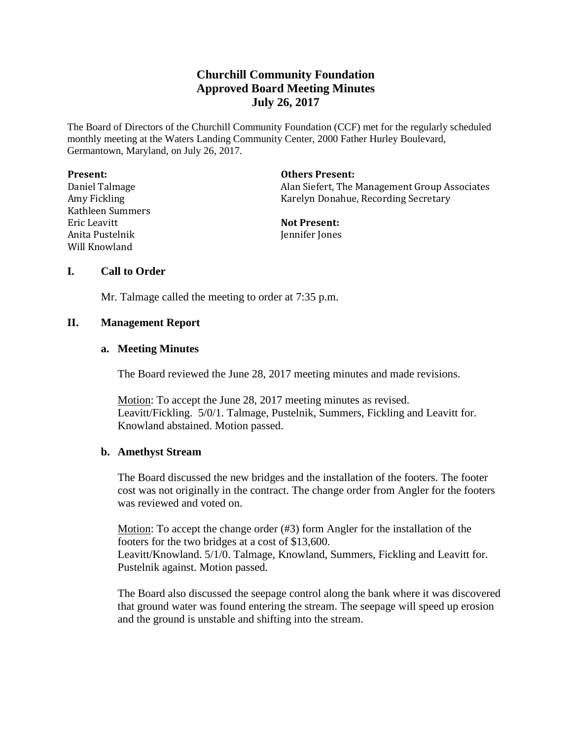# Churchill Community Foundation
# Approved Board Meeting Minutes
# July 26, 2017

The Board of Directors of the Churchill Community Foundation (CCF) met for the regularly scheduled monthly meeting at the Waters Landing Community Center, 2000 Father Hurley Boulevard, Germantown, Maryland, on July 26, 2017.

**Present:**
Daniel Talmage
Amy Fickling
Kathleen Summers
Eric Leavitt
Anita Pustelnik
Will Knowland

**Others Present:**
Alan Siefert, The Management Group Associates
Karelyn Donahue, Recording Secretary

**Not Present:**
Jennifer Jones

## I. Call to Order

Mr. Talmage called the meeting to order at 7:35 p.m.

## II. Management Report

### a. Meeting Minutes

The Board reviewed the June 28, 2017 meeting minutes and made revisions.

Motion: To accept the June 28, 2017 meeting minutes as revised.
Leavitt/Fickling. 5/0/1. Talmage, Pustelnik, Summers, Fickling and Leavitt for. Knowland abstained. Motion passed.

### b. Amethyst Stream

The Board discussed the new bridges and the installation of the footers. The footer cost was not originally in the contract. The change order from Angler for the footers was reviewed and voted on.

Motion: To accept the change order (#3) form Angler for the installation of the footers for the two bridges at a cost of $13,600.
Leavitt/Knowland. 5/1/0. Talmage, Knowland, Summers, Fickling and Leavitt for. Pustelnik against. Motion passed.

The Board also discussed the seepage control along the bank where it was discovered that ground water was found entering the stream. The seepage will speed up erosion and the ground is unstable and shifting into the stream.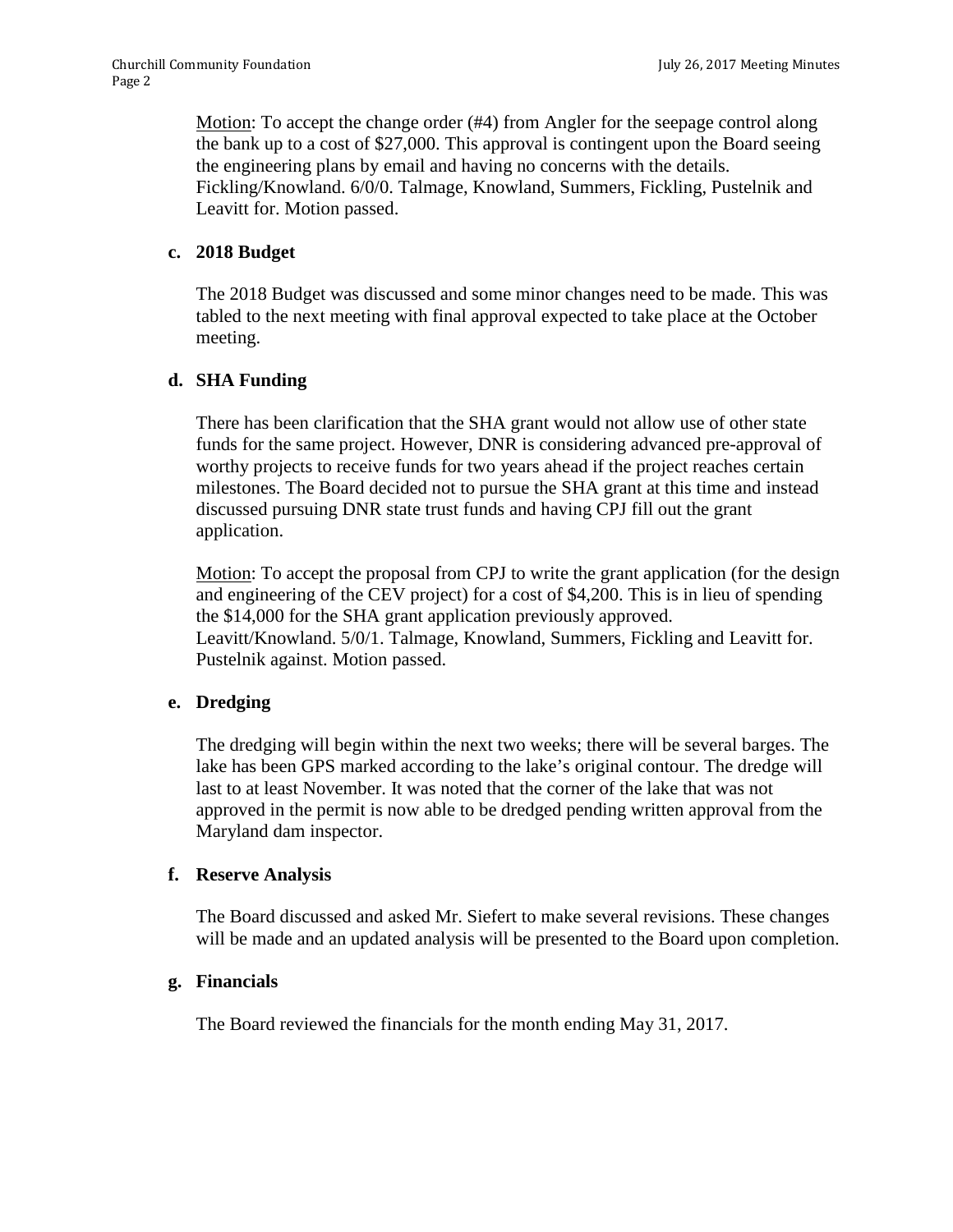Motion: To accept the change order (#4) from Angler for the seepage control along the bank up to a cost of $27,000. This approval is contingent upon the Board seeing the engineering plans by email and having no concerns with the details. Fickling/Knowland. 6/0/0. Talmage, Knowland, Summers, Fickling, Pustelnik and Leavitt for. Motion passed.

**c. 2018 Budget**

The 2018 Budget was discussed and some minor changes need to be made. This was tabled to the next meeting with final approval expected to take place at the October meeting.

**d. SHA Funding**

There has been clarification that the SHA grant would not allow use of other state funds for the same project. However, DNR is considering advanced pre-approval of worthy projects to receive funds for two years ahead if the project reaches certain milestones. The Board decided not to pursue the SHA grant at this time and instead discussed pursuing DNR state trust funds and having CPJ fill out the grant application.

Motion: To accept the proposal from CPJ to write the grant application (for the design and engineering of the CEV project) for a cost of $4,200. This is in lieu of spending the $14,000 for the SHA grant application previously approved. Leavitt/Knowland. 5/0/1. Talmage, Knowland, Summers, Fickling and Leavitt for. Pustelnik against. Motion passed.

**e. Dredging**

The dredging will begin within the next two weeks; there will be several barges. The lake has been GPS marked according to the lake's original contour. The dredge will last to at least November. It was noted that the corner of the lake that was not approved in the permit is now able to be dredged pending written approval from the Maryland dam inspector.

**f. Reserve Analysis**

The Board discussed and asked Mr. Siefert to make several revisions. These changes will be made and an updated analysis will be presented to the Board upon completion.

**g. Financials**

The Board reviewed the financials for the month ending May 31, 2017.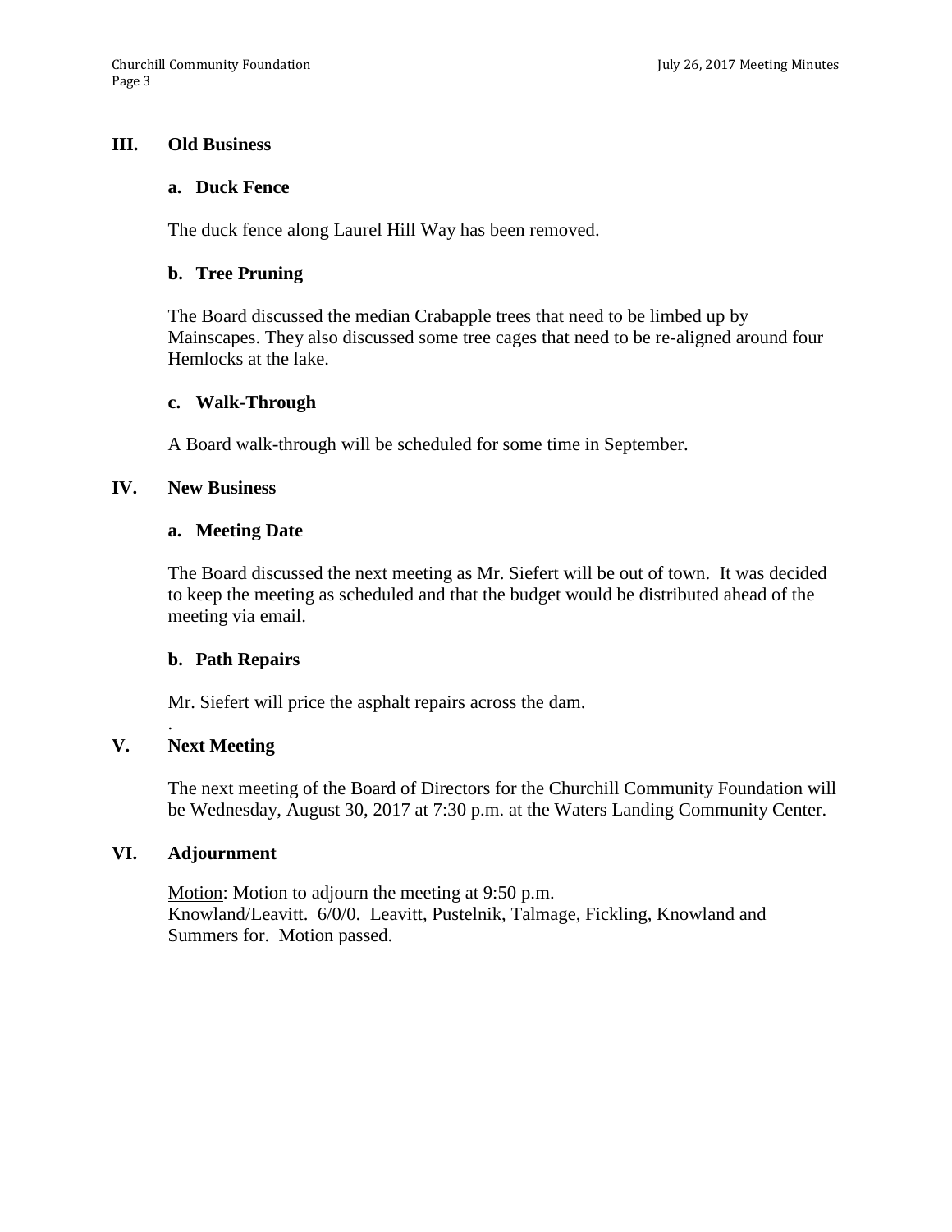## III. Old Business

### a. Duck Fence

The duck fence along Laurel Hill Way has been removed.

### b. Tree Pruning

The Board discussed the median Crabapple trees that need to be limbed up by Mainscapes. They also discussed some tree cages that need to be re-aligned around four Hemlocks at the lake.

### c. Walk-Through

A Board walk-through will be scheduled for some time in September.

## IV. New Business

### a. Meeting Date

The Board discussed the next meeting as Mr. Siefert will be out of town. It was decided to keep the meeting as scheduled and that the budget would be distributed ahead of the meeting via email.

### b. Path Repairs

Mr. Siefert will price the asphalt repairs across the dam.

.

## V. Next Meeting

The next meeting of the Board of Directors for the Churchill Community Foundation will be Wednesday, August 30, 2017 at 7:30 p.m. at the Waters Landing Community Center.

## VI. Adjournment

<u>Motion</u>: Motion to adjourn the meeting at 9:50 p.m.
Knowland/Leavitt. 6/0/0. Leavitt, Pustelnik, Talmage, Fickling, Knowland and Summers for. Motion passed.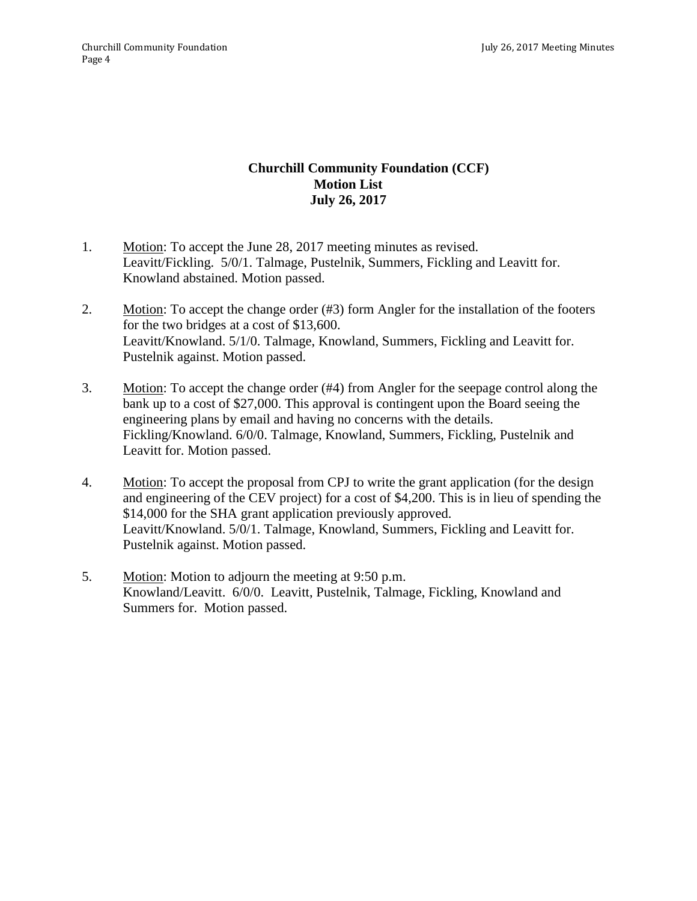**Churchill Community Foundation (CCF)**
**Motion List**
**July 26, 2017**

1. Motion: To accept the June 28, 2017 meeting minutes as revised.
   Leavitt/Fickling. 5/0/1. Talmage, Pustelnik, Summers, Fickling and Leavitt for. Knowland abstained. Motion passed.

2. Motion: To accept the change order (#3) form Angler for the installation of the footers for the two bridges at a cost of $13,600.
   Leavitt/Knowland. 5/1/0. Talmage, Knowland, Summers, Fickling and Leavitt for. Pustelnik against. Motion passed.

3. Motion: To accept the change order (#4) from Angler for the seepage control along the bank up to a cost of $27,000. This approval is contingent upon the Board seeing the engineering plans by email and having no concerns with the details.
   Fickling/Knowland. 6/0/0. Talmage, Knowland, Summers, Fickling, Pustelnik and Leavitt for. Motion passed.

4. Motion: To accept the proposal from CPJ to write the grant application (for the design and engineering of the CEV project) for a cost of $4,200. This is in lieu of spending the $14,000 for the SHA grant application previously approved.
   Leavitt/Knowland. 5/0/1. Talmage, Knowland, Summers, Fickling and Leavitt for. Pustelnik against. Motion passed.

5. Motion: Motion to adjourn the meeting at 9:50 p.m.
   Knowland/Leavitt. 6/0/0. Leavitt, Pustelnik, Talmage, Fickling, Knowland and Summers for. Motion passed.